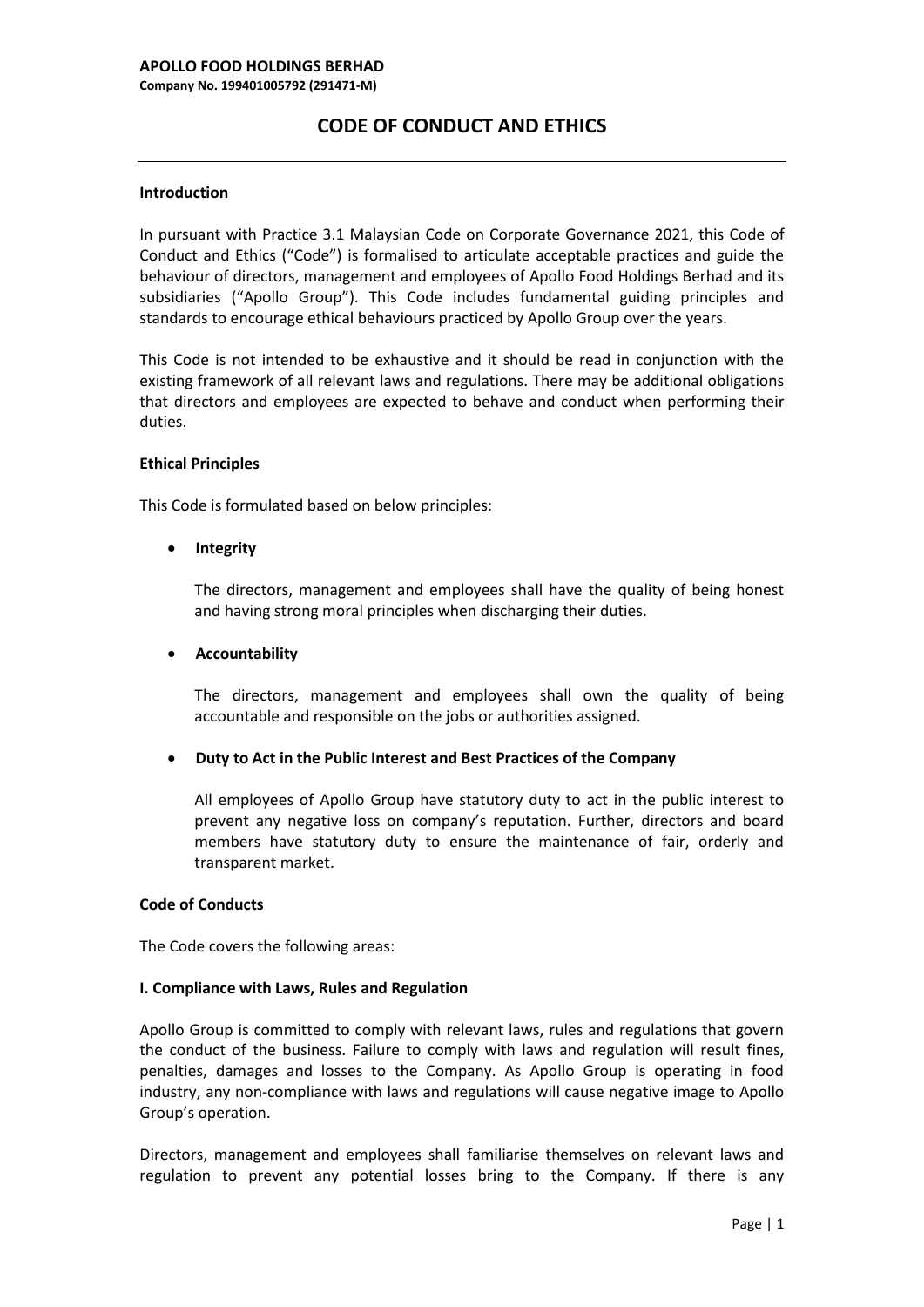**APOLLO FOOD HOLDINGS BERHAD**
**Company No. 199401005792 (291471-M)**

# CODE OF CONDUCT AND ETHICS

**Introduction**

In pursuant with Practice 3.1 Malaysian Code on Corporate Governance 2021, this Code of Conduct and Ethics ("Code") is formalised to articulate acceptable practices and guide the behaviour of directors, management and employees of Apollo Food Holdings Berhad and its subsidiaries ("Apollo Group"). This Code includes fundamental guiding principles and standards to encourage ethical behaviours practiced by Apollo Group over the years.

This Code is not intended to be exhaustive and it should be read in conjunction with the existing framework of all relevant laws and regulations. There may be additional obligations that directors and employees are expected to behave and conduct when performing their duties.

**Ethical Principles**

This Code is formulated based on below principles:

- **Integrity**

  The directors, management and employees shall have the quality of being honest and having strong moral principles when discharging their duties.

- **Accountability**

  The directors, management and employees shall own the quality of being accountable and responsible on the jobs or authorities assigned.

- **Duty to Act in the Public Interest and Best Practices of the Company**

  All employees of Apollo Group have statutory duty to act in the public interest to prevent any negative loss on company's reputation. Further, directors and board members have statutory duty to ensure the maintenance of fair, orderly and transparent market.

**Code of Conducts**

The Code covers the following areas:

**I. Compliance with Laws, Rules and Regulation**

Apollo Group is committed to comply with relevant laws, rules and regulations that govern the conduct of the business. Failure to comply with laws and regulation will result fines, penalties, damages and losses to the Company. As Apollo Group is operating in food industry, any non-compliance with laws and regulations will cause negative image to Apollo Group's operation.

Directors, management and employees shall familiarise themselves on relevant laws and regulation to prevent any potential losses bring to the Company. If there is any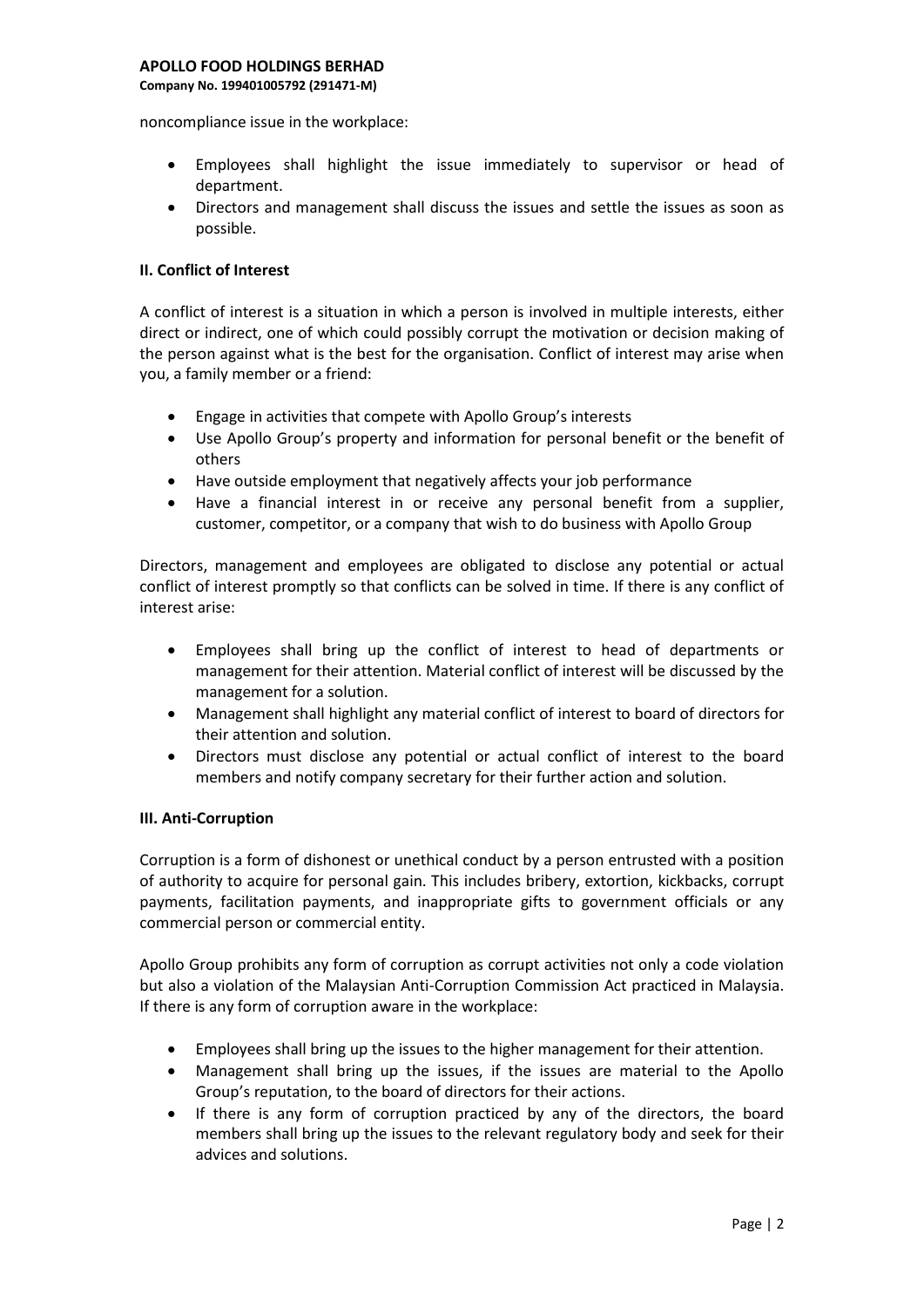noncompliance issue in the workplace:

- Employees shall highlight the issue immediately to supervisor or head of department.
- Directors and management shall discuss the issues and settle the issues as soon as possible.

**II. Conflict of Interest**

A conflict of interest is a situation in which a person is involved in multiple interests, either direct or indirect, one of which could possibly corrupt the motivation or decision making of the person against what is the best for the organisation. Conflict of interest may arise when you, a family member or a friend:

- Engage in activities that compete with Apollo Group's interests
- Use Apollo Group's property and information for personal benefit or the benefit of others
- Have outside employment that negatively affects your job performance
- Have a financial interest in or receive any personal benefit from a supplier, customer, competitor, or a company that wish to do business with Apollo Group

Directors, management and employees are obligated to disclose any potential or actual conflict of interest promptly so that conflicts can be solved in time. If there is any conflict of interest arise:

- Employees shall bring up the conflict of interest to head of departments or management for their attention. Material conflict of interest will be discussed by the management for a solution.
- Management shall highlight any material conflict of interest to board of directors for their attention and solution.
- Directors must disclose any potential or actual conflict of interest to the board members and notify company secretary for their further action and solution.

**III. Anti-Corruption**

Corruption is a form of dishonest or unethical conduct by a person entrusted with a position of authority to acquire for personal gain. This includes bribery, extortion, kickbacks, corrupt payments, facilitation payments, and inappropriate gifts to government officials or any commercial person or commercial entity.

Apollo Group prohibits any form of corruption as corrupt activities not only a code violation but also a violation of the Malaysian Anti-Corruption Commission Act practiced in Malaysia. If there is any form of corruption aware in the workplace:

- Employees shall bring up the issues to the higher management for their attention.
- Management shall bring up the issues, if the issues are material to the Apollo Group's reputation, to the board of directors for their actions.
- If there is any form of corruption practiced by any of the directors, the board members shall bring up the issues to the relevant regulatory body and seek for their advices and solutions.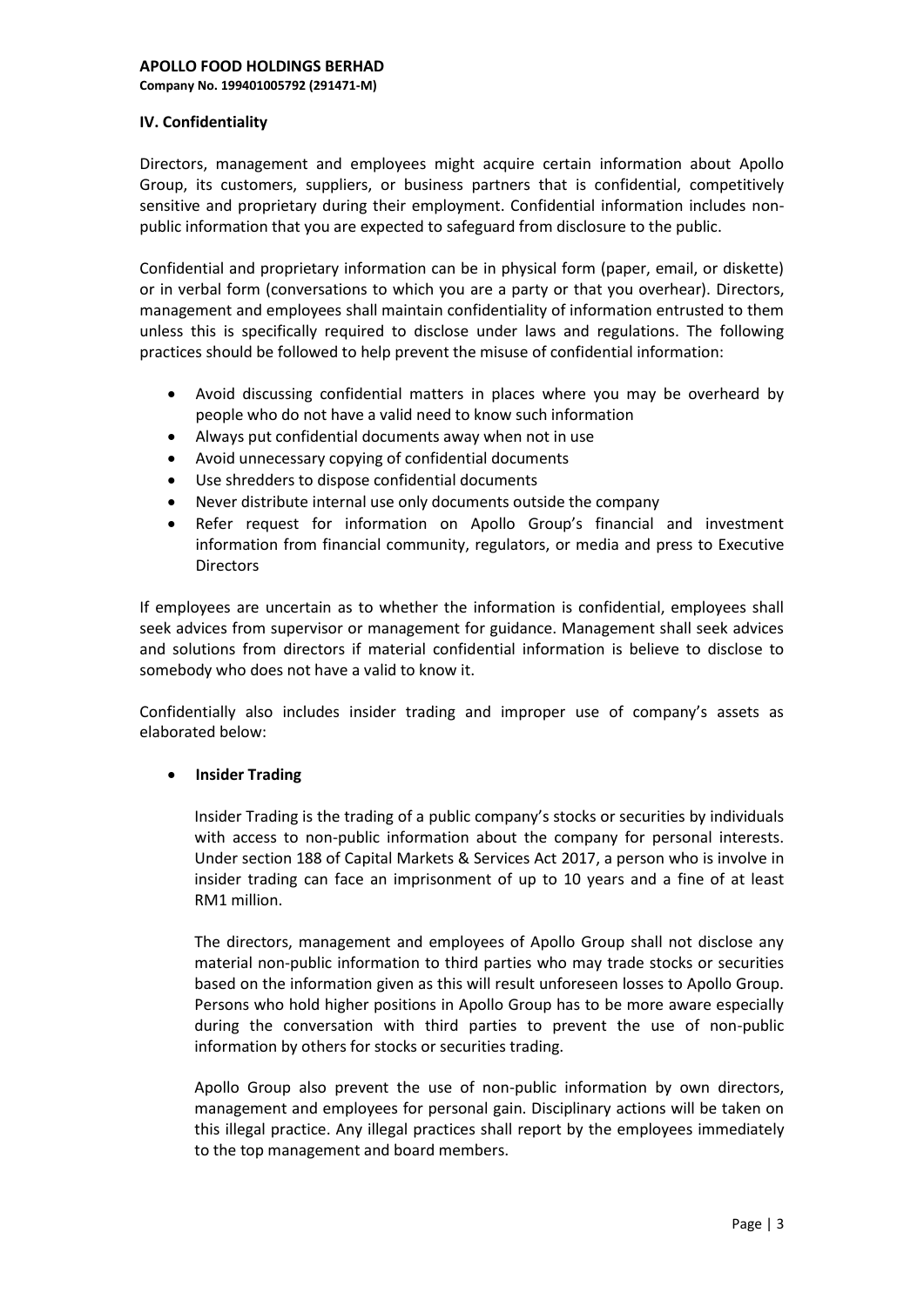## IV. Confidentiality

Directors, management and employees might acquire certain information about Apollo Group, its customers, suppliers, or business partners that is confidential, competitively sensitive and proprietary during their employment. Confidential information includes non-public information that you are expected to safeguard from disclosure to the public.

Confidential and proprietary information can be in physical form (paper, email, or diskette) or in verbal form (conversations to which you are a party or that you overhear). Directors, management and employees shall maintain confidentiality of information entrusted to them unless this is specifically required to disclose under laws and regulations. The following practices should be followed to help prevent the misuse of confidential information:

- Avoid discussing confidential matters in places where you may be overheard by people who do not have a valid need to know such information
- Always put confidential documents away when not in use
- Avoid unnecessary copying of confidential documents
- Use shredders to dispose confidential documents
- Never distribute internal use only documents outside the company
- Refer request for information on Apollo Group's financial and investment information from financial community, regulators, or media and press to Executive Directors

If employees are uncertain as to whether the information is confidential, employees shall seek advices from supervisor or management for guidance. Management shall seek advices and solutions from directors if material confidential information is believe to disclose to somebody who does not have a valid to know it.

Confidentially also includes insider trading and improper use of company's assets as elaborated below:

- **Insider Trading**

  Insider Trading is the trading of a public company's stocks or securities by individuals with access to non-public information about the company for personal interests. Under section 188 of Capital Markets & Services Act 2017, a person who is involve in insider trading can face an imprisonment of up to 10 years and a fine of at least RM1 million.

  The directors, management and employees of Apollo Group shall not disclose any material non-public information to third parties who may trade stocks or securities based on the information given as this will result unforeseen losses to Apollo Group. Persons who hold higher positions in Apollo Group has to be more aware especially during the conversation with third parties to prevent the use of non-public information by others for stocks or securities trading.

  Apollo Group also prevent the use of non-public information by own directors, management and employees for personal gain. Disciplinary actions will be taken on this illegal practice. Any illegal practices shall report by the employees immediately to the top management and board members.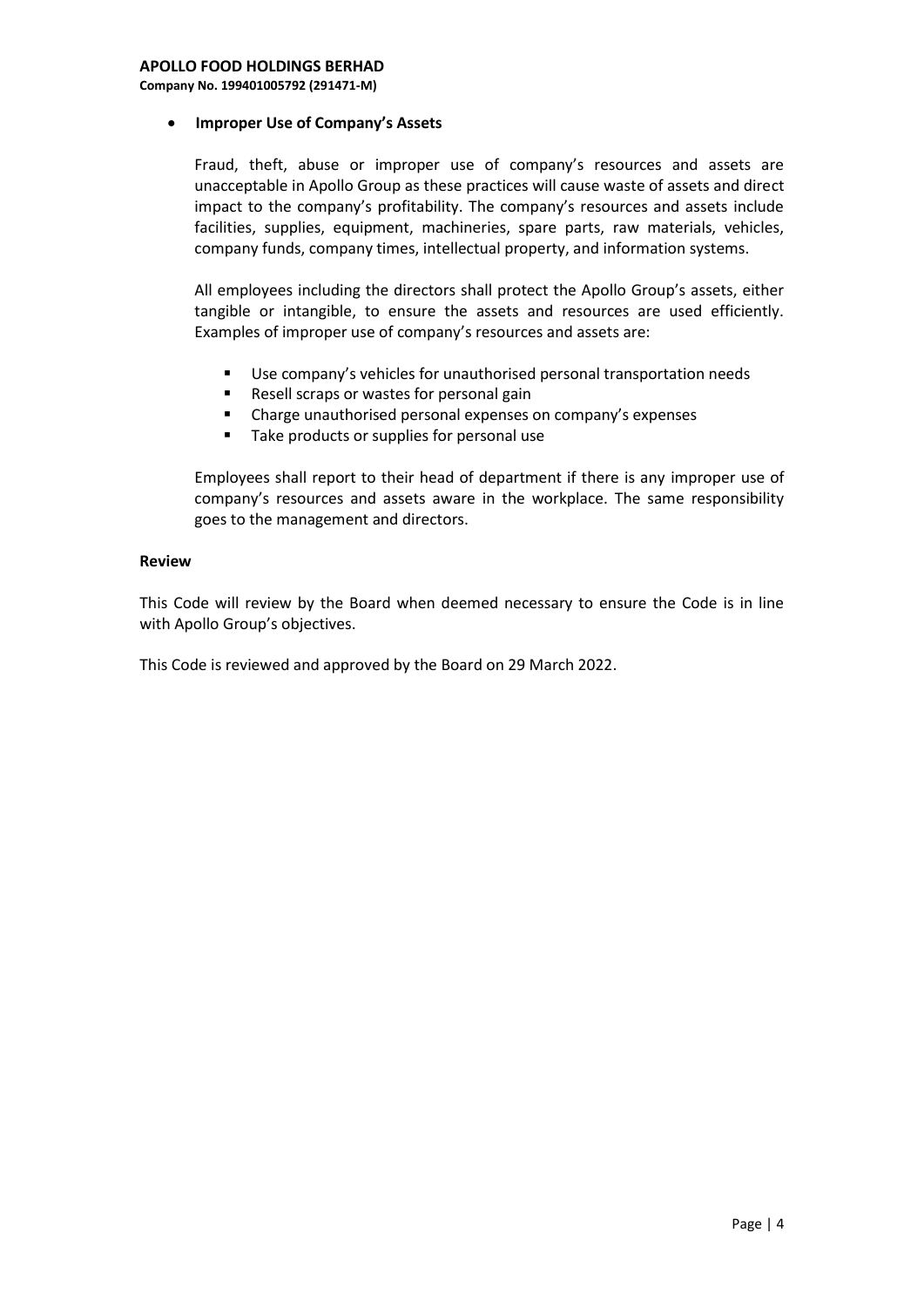- **Improper Use of Company's Assets**

  Fraud, theft, abuse or improper use of company's resources and assets are unacceptable in Apollo Group as these practices will cause waste of assets and direct impact to the company's profitability. The company's resources and assets include facilities, supplies, equipment, machineries, spare parts, raw materials, vehicles, company funds, company times, intellectual property, and information systems.

  All employees including the directors shall protect the Apollo Group's assets, either tangible or intangible, to ensure the assets and resources are used efficiently. Examples of improper use of company's resources and assets are:

  - Use company's vehicles for unauthorised personal transportation needs
  - Resell scraps or wastes for personal gain
  - Charge unauthorised personal expenses on company's expenses
  - Take products or supplies for personal use

  Employees shall report to their head of department if there is any improper use of company's resources and assets aware in the workplace. The same responsibility goes to the management and directors.

**Review**

This Code will review by the Board when deemed necessary to ensure the Code is in line with Apollo Group's objectives.

This Code is reviewed and approved by the Board on 29 March 2022.